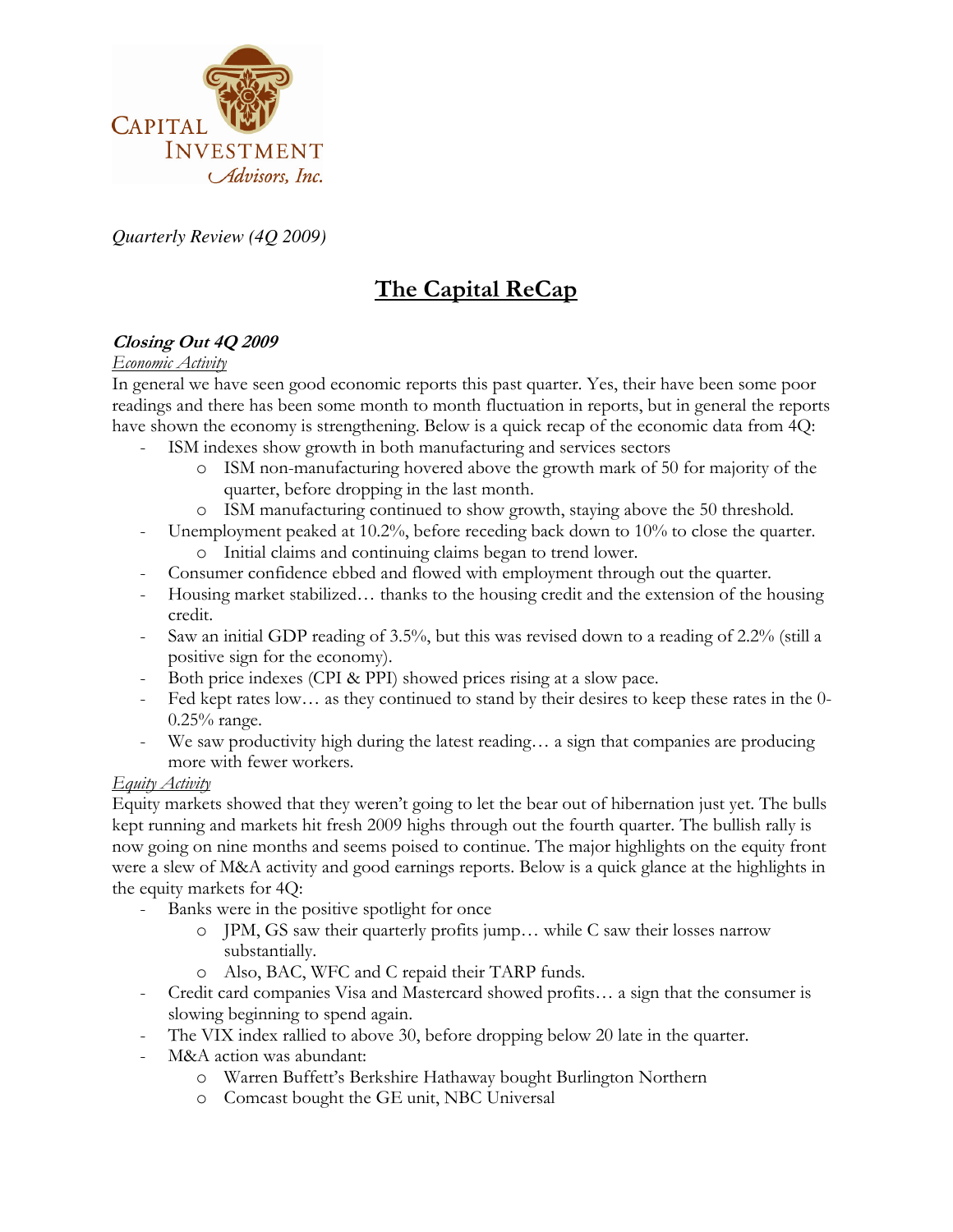Capital Investment Advisors, Inc.

*Quarterly Review (4Q 2009)*

# The Capital ReCap

## *Closing Out 4Q 2009*

### *Economic Activity*

In general we have seen good economic reports this past quarter. Yes, their have been some poor readings and there has been some month to month fluctuation in reports, but in general the reports have shown the economy is strengthening. Below is a quick recap of the economic data from 4Q:

- ISM indexes show growth in both manufacturing and services sectors
  - ISM non-manufacturing hovered above the growth mark of 50 for majority of the quarter, before dropping in the last month.
  - ISM manufacturing continued to show growth, staying above the 50 threshold.
- Unemployment peaked at 10.2%, before receding back down to 10% to close the quarter.
  - Initial claims and continuing claims began to trend lower.
- Consumer confidence ebbed and flowed with employment through out the quarter.
- Housing market stabilized… thanks to the housing credit and the extension of the housing credit.
- Saw an initial GDP reading of 3.5%, but this was revised down to a reading of 2.2% (still a positive sign for the economy).
- Both price indexes (CPI & PPI) showed prices rising at a slow pace.
- Fed kept rates low… as they continued to stand by their desires to keep these rates in the 0-0.25% range.
- We saw productivity high during the latest reading… a sign that companies are producing more with fewer workers.

### *Equity Activity*

Equity markets showed that they weren't going to let the bear out of hibernation just yet. The bulls kept running and markets hit fresh 2009 highs through out the fourth quarter. The bullish rally is now going on nine months and seems poised to continue. The major highlights on the equity front were a slew of M&A activity and good earnings reports. Below is a quick glance at the highlights in the equity markets for 4Q:

- Banks were in the positive spotlight for once
  - JPM, GS saw their quarterly profits jump… while C saw their losses narrow substantially.
  - Also, BAC, WFC and C repaid their TARP funds.
- Credit card companies Visa and Mastercard showed profits… a sign that the consumer is slowing beginning to spend again.
- The VIX index rallied to above 30, before dropping below 20 late in the quarter.
- M&A action was abundant:
  - Warren Buffett's Berkshire Hathaway bought Burlington Northern
  - Comcast bought the GE unit, NBC Universal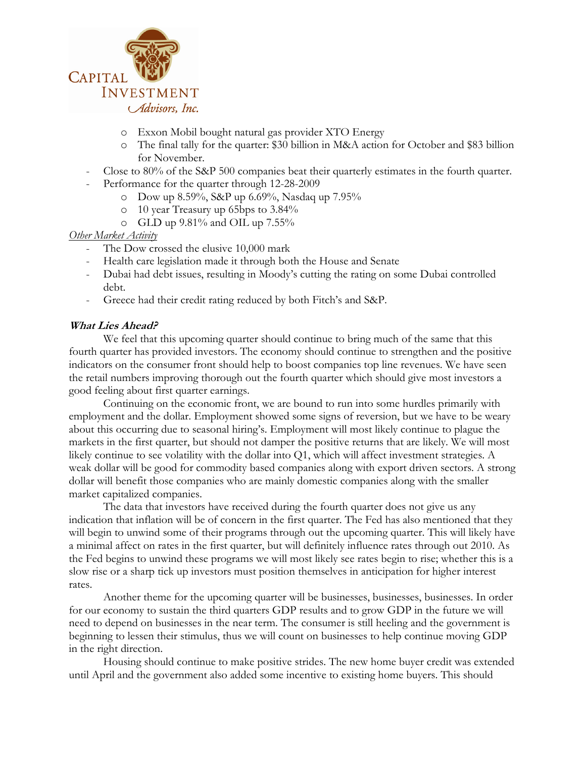- Exxon Mobil bought natural gas provider XTO Energy
  - The final tally for the quarter: $30 billion in M&A action for October and $83 billion for November.
- Close to 80% of the S&P 500 companies beat their quarterly estimates in the fourth quarter.
- Performance for the quarter through 12-28-2009
  - Dow up 8.59%, S&P up 6.69%, Nasdaq up 7.95%
  - 10 year Treasury up 65bps to 3.84%
  - GLD up 9.81% and OIL up 7.55%

*Other Market Activity*

- The Dow crossed the elusive 10,000 mark
- Health care legislation made it through both the House and Senate
- Dubai had debt issues, resulting in Moody's cutting the rating on some Dubai controlled debt.
- Greece had their credit rating reduced by both Fitch's and S&P.

### ***What Lies Ahead?***

We feel that this upcoming quarter should continue to bring much of the same that this fourth quarter has provided investors. The economy should continue to strengthen and the positive indicators on the consumer front should help to boost companies top line revenues. We have seen the retail numbers improving thorough out the fourth quarter which should give most investors a good feeling about first quarter earnings.

Continuing on the economic front, we are bound to run into some hurdles primarily with employment and the dollar. Employment showed some signs of reversion, but we have to be weary about this occurring due to seasonal hiring's. Employment will most likely continue to plague the markets in the first quarter, but should not damper the positive returns that are likely. We will most likely continue to see volatility with the dollar into Q1, which will affect investment strategies. A weak dollar will be good for commodity based companies along with export driven sectors. A strong dollar will benefit those companies who are mainly domestic companies along with the smaller market capitalized companies.

The data that investors have received during the fourth quarter does not give us any indication that inflation will be of concern in the first quarter. The Fed has also mentioned that they will begin to unwind some of their programs through out the upcoming quarter. This will likely have a minimal affect on rates in the first quarter, but will definitely influence rates through out 2010. As the Fed begins to unwind these programs we will most likely see rates begin to rise; whether this is a slow rise or a sharp tick up investors must position themselves in anticipation for higher interest rates.

Another theme for the upcoming quarter will be businesses, businesses, businesses. In order for our economy to sustain the third quarters GDP results and to grow GDP in the future we will need to depend on businesses in the near term. The consumer is still heeling and the government is beginning to lessen their stimulus, thus we will count on businesses to help continue moving GDP in the right direction.

Housing should continue to make positive strides. The new home buyer credit was extended until April and the government also added some incentive to existing home buyers. This should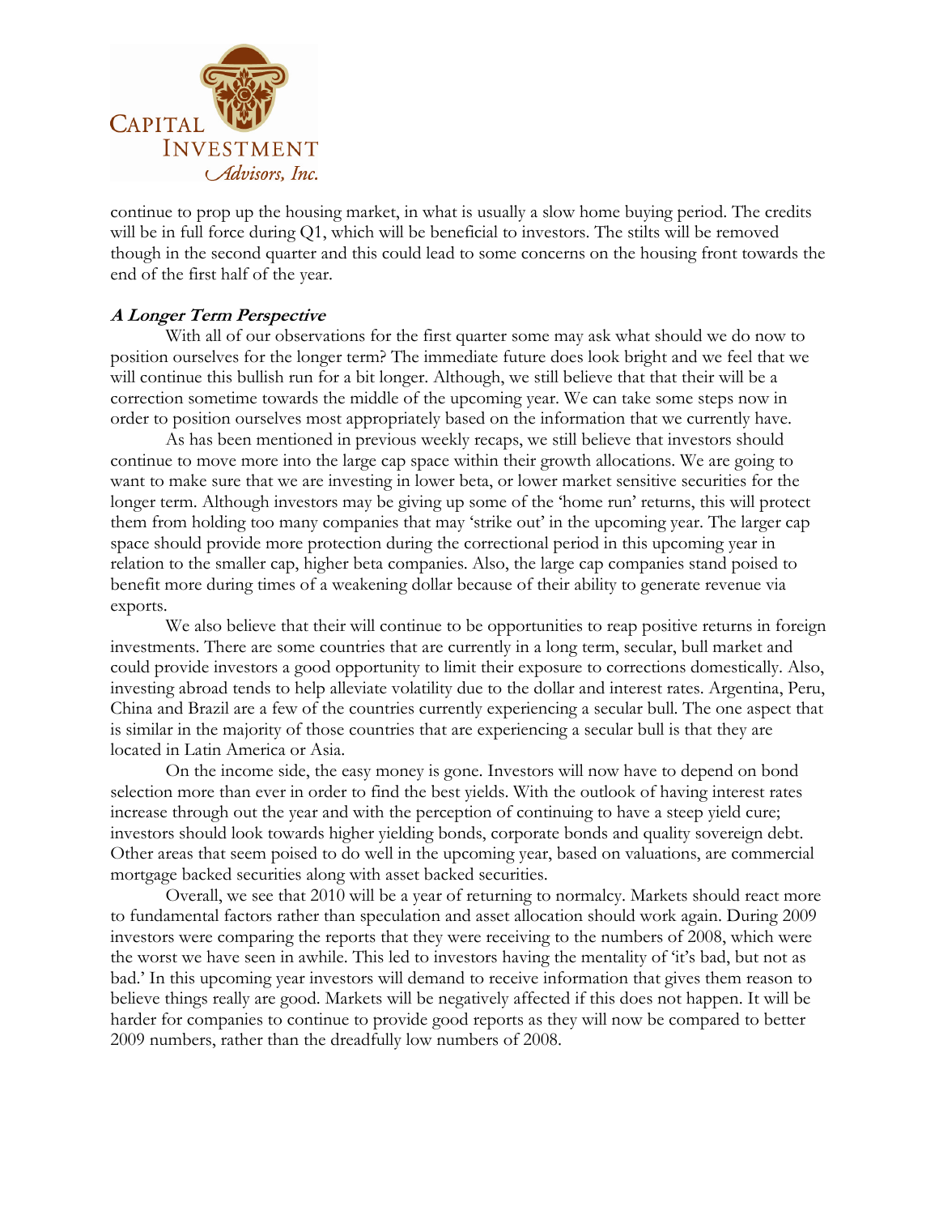continue to prop up the housing market, in what is usually a slow home buying period. The credits will be in full force during Q1, which will be beneficial to investors. The stilts will be removed though in the second quarter and this could lead to some concerns on the housing front towards the end of the first half of the year.

***A Longer Term Perspective***

With all of our observations for the first quarter some may ask what should we do now to position ourselves for the longer term? The immediate future does look bright and we feel that we will continue this bullish run for a bit longer. Although, we still believe that that their will be a correction sometime towards the middle of the upcoming year. We can take some steps now in order to position ourselves most appropriately based on the information that we currently have.

As has been mentioned in previous weekly recaps, we still believe that investors should continue to move more into the large cap space within their growth allocations. We are going to want to make sure that we are investing in lower beta, or lower market sensitive securities for the longer term. Although investors may be giving up some of the 'home run' returns, this will protect them from holding too many companies that may 'strike out' in the upcoming year. The larger cap space should provide more protection during the correctional period in this upcoming year in relation to the smaller cap, higher beta companies. Also, the large cap companies stand poised to benefit more during times of a weakening dollar because of their ability to generate revenue via exports.

We also believe that their will continue to be opportunities to reap positive returns in foreign investments. There are some countries that are currently in a long term, secular, bull market and could provide investors a good opportunity to limit their exposure to corrections domestically. Also, investing abroad tends to help alleviate volatility due to the dollar and interest rates. Argentina, Peru, China and Brazil are a few of the countries currently experiencing a secular bull. The one aspect that is similar in the majority of those countries that are experiencing a secular bull is that they are located in Latin America or Asia.

On the income side, the easy money is gone. Investors will now have to depend on bond selection more than ever in order to find the best yields. With the outlook of having interest rates increase through out the year and with the perception of continuing to have a steep yield cure; investors should look towards higher yielding bonds, corporate bonds and quality sovereign debt. Other areas that seem poised to do well in the upcoming year, based on valuations, are commercial mortgage backed securities along with asset backed securities.

Overall, we see that 2010 will be a year of returning to normalcy. Markets should react more to fundamental factors rather than speculation and asset allocation should work again. During 2009 investors were comparing the reports that they were receiving to the numbers of 2008, which were the worst we have seen in awhile. This led to investors having the mentality of 'it's bad, but not as bad.' In this upcoming year investors will demand to receive information that gives them reason to believe things really are good. Markets will be negatively affected if this does not happen. It will be harder for companies to continue to provide good reports as they will now be compared to better 2009 numbers, rather than the dreadfully low numbers of 2008.